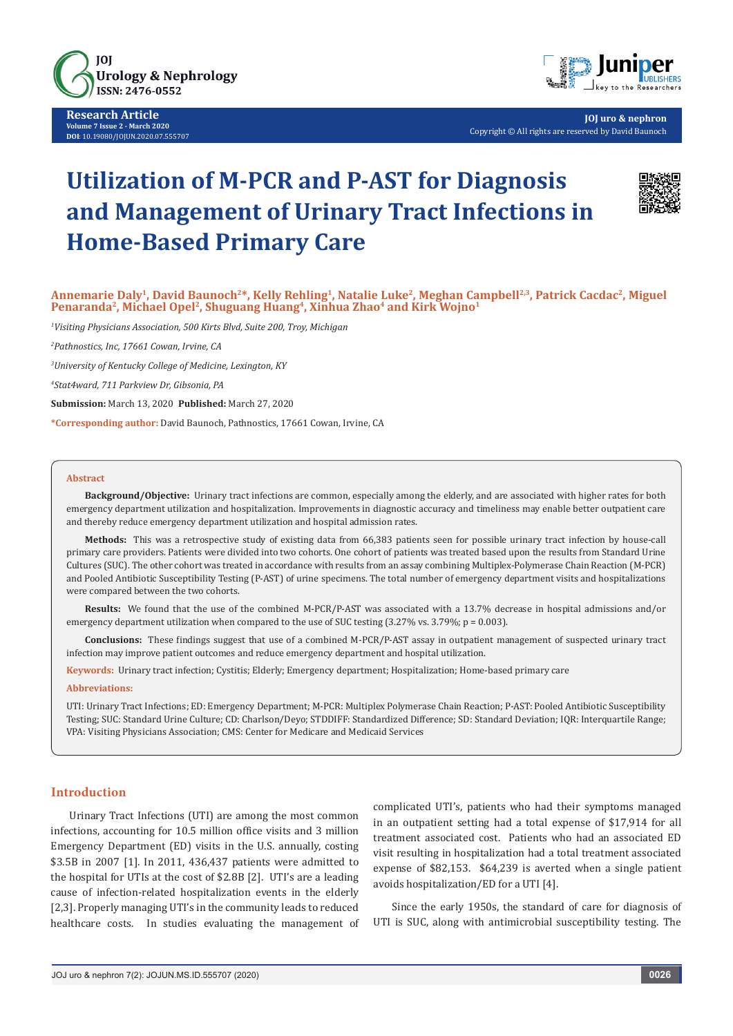Research Article
Volume 7 Issue 2 - March 2020
DOI: 10.19080/JOJUN.2020.07.555707

JOJ uro & nephron
Copyright © All rights are reserved by David Baunoch

# Utilization of M-PCR and P-AST for Diagnosis and Management of Urinary Tract Infections in Home-Based Primary Care

**Annemarie Daly[1], David Baunoch[2]*, Kelly Rehling[1], Natalie Luke[2], Meghan Campbell[2,3], Patrick Cacdac[2], Miguel Penaranda[2], Michael Opel[2], Shuguang Huang[4], Xinhua Zhao[4] and Kirk Wojno[1]**

[1]*Visiting Physicians Association, 500 Kirts Blvd, Suite 200, Troy, Michigan*

[2]*Pathnostics, Inc, 17661 Cowan, Irvine, CA*

[3]*University of Kentucky College of Medicine, Lexington, KY*

[4]*Stat4ward, 711 Parkview Dr, Gibsonia, PA*

**Submission:** March 13, 2020 **Published:** March 27, 2020

***Corresponding author:** David Baunoch, Pathnostics, 17661 Cowan, Irvine, CA

## Abstract

**Background/Objective:** Urinary tract infections are common, especially among the elderly, and are associated with higher rates for both emergency department utilization and hospitalization. Improvements in diagnostic accuracy and timeliness may enable better outpatient care and thereby reduce emergency department utilization and hospital admission rates.

**Methods:** This was a retrospective study of existing data from 66,383 patients seen for possible urinary tract infection by house-call primary care providers. Patients were divided into two cohorts. One cohort of patients was treated based upon the results from Standard Urine Cultures (SUC). The other cohort was treated in accordance with results from an assay combining Multiplex-Polymerase Chain Reaction (M-PCR) and Pooled Antibiotic Susceptibility Testing (P-AST) of urine specimens. The total number of emergency department visits and hospitalizations were compared between the two cohorts.

**Results:** We found that the use of the combined M-PCR/P-AST was associated with a 13.7% decrease in hospital admissions and/or emergency department utilization when compared to the use of SUC testing (3.27% vs. 3.79%; $p = 0.003$).

**Conclusions:** These findings suggest that use of a combined M-PCR/P-AST assay in outpatient management of suspected urinary tract infection may improve patient outcomes and reduce emergency department and hospital utilization.

**Keywords:** Urinary tract infection; Cystitis; Elderly; Emergency department; Hospitalization; Home-based primary care

**Abbreviations:**

UTI: Urinary Tract Infections; ED: Emergency Department; M-PCR: Multiplex Polymerase Chain Reaction; P-AST: Pooled Antibiotic Susceptibility Testing; SUC: Standard Urine Culture; CD: Charlson/Deyo; STDDIFF: Standardized Difference; SD: Standard Deviation; IQR: Interquartile Range; VPA: Visiting Physicians Association; CMS: Center for Medicare and Medicaid Services

## Introduction

Urinary Tract Infections (UTI) are among the most common infections, accounting for 10.5 million office visits and 3 million Emergency Department (ED) visits in the U.S. annually, costing $3.5B in 2007 [1]. In 2011, 436,437 patients were admitted to the hospital for UTIs at the cost of $2.8B [2]. UTI's are a leading cause of infection-related hospitalization events in the elderly [2,3]. Properly managing UTI's in the community leads to reduced healthcare costs. In studies evaluating the management of complicated UTI's, patients who had their symptoms managed in an outpatient setting had a total expense of $17,914 for all treatment associated cost. Patients who had an associated ED visit resulting in hospitalization had a total treatment associated expense of $82,153. $64,239 is averted when a single patient avoids hospitalization/ED for a UTI [4].

Since the early 1950s, the standard of care for diagnosis of UTI is SUC, along with antimicrobial susceptibility testing. The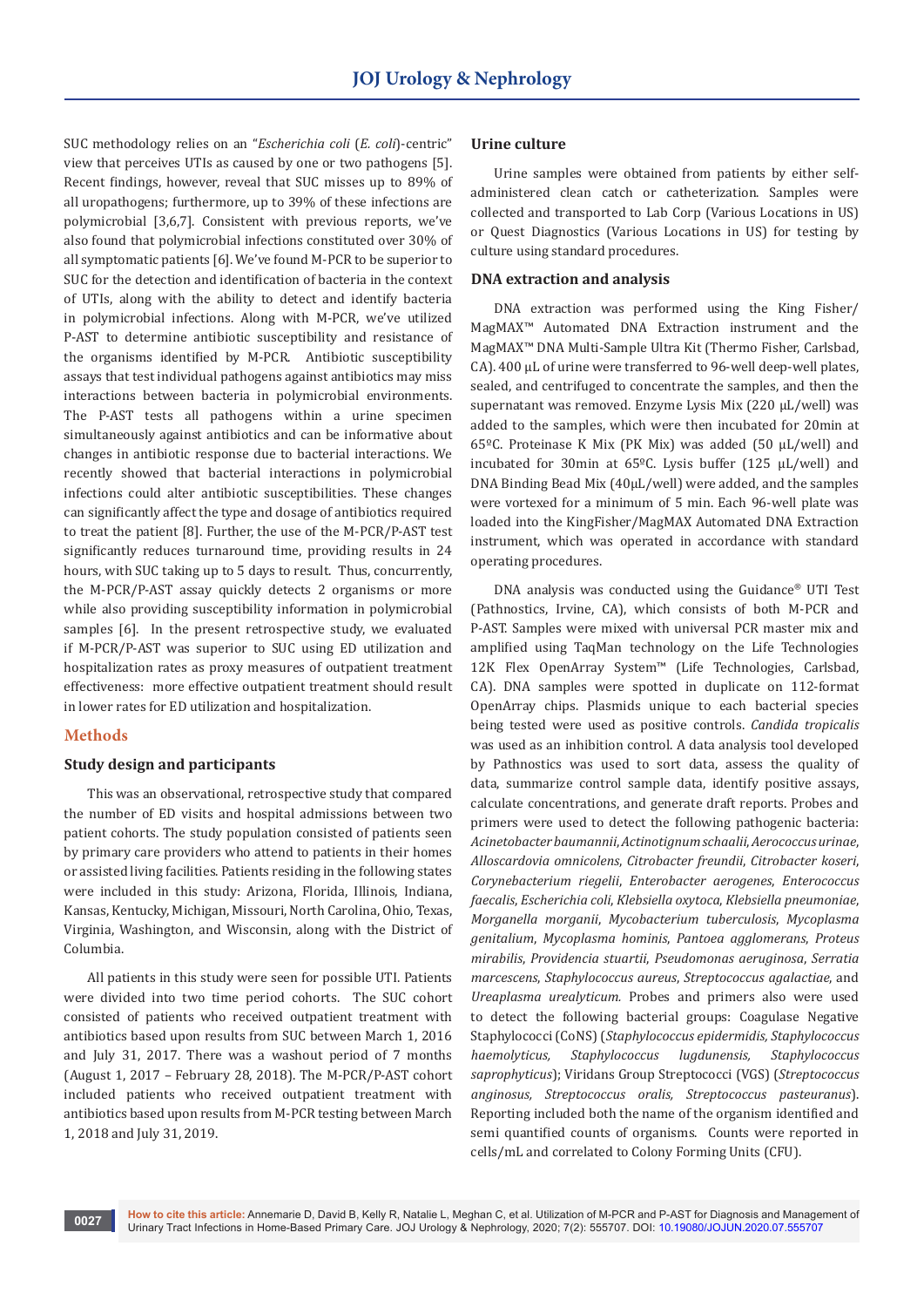SUC methodology relies on an "*Escherichia coli* (*E. coli*)-centric" view that perceives UTIs as caused by one or two pathogens [5]. Recent findings, however, reveal that SUC misses up to 89% of all uropathogens; furthermore, up to 39% of these infections are polymicrobial [3,6,7]. Consistent with previous reports, we've also found that polymicrobial infections constituted over 30% of all symptomatic patients [6]. We've found M-PCR to be superior to SUC for the detection and identification of bacteria in the context of UTIs, along with the ability to detect and identify bacteria in polymicrobial infections. Along with M-PCR, we've utilized P-AST to determine antibiotic susceptibility and resistance of the organisms identified by M-PCR. Antibiotic susceptibility assays that test individual pathogens against antibiotics may miss interactions between bacteria in polymicrobial environments. The P-AST tests all pathogens within a urine specimen simultaneously against antibiotics and can be informative about changes in antibiotic response due to bacterial interactions. We recently showed that bacterial interactions in polymicrobial infections could alter antibiotic susceptibilities. These changes can significantly affect the type and dosage of antibiotics required to treat the patient [8]. Further, the use of the M-PCR/P-AST test significantly reduces turnaround time, providing results in 24 hours, with SUC taking up to 5 days to result. Thus, concurrently, the M-PCR/P-AST assay quickly detects 2 organisms or more while also providing susceptibility information in polymicrobial samples [6]. In the present retrospective study, we evaluated if M-PCR/P-AST was superior to SUC using ED utilization and hospitalization rates as proxy measures of outpatient treatment effectiveness: more effective outpatient treatment should result in lower rates for ED utilization and hospitalization.

## Methods

### Study design and participants

This was an observational, retrospective study that compared the number of ED visits and hospital admissions between two patient cohorts. The study population consisted of patients seen by primary care providers who attend to patients in their homes or assisted living facilities. Patients residing in the following states were included in this study: Arizona, Florida, Illinois, Indiana, Kansas, Kentucky, Michigan, Missouri, North Carolina, Ohio, Texas, Virginia, Washington, and Wisconsin, along with the District of Columbia.

All patients in this study were seen for possible UTI. Patients were divided into two time period cohorts. The SUC cohort consisted of patients who received outpatient treatment with antibiotics based upon results from SUC between March 1, 2016 and July 31, 2017. There was a washout period of 7 months (August 1, 2017 – February 28, 2018). The M-PCR/P-AST cohort included patients who received outpatient treatment with antibiotics based upon results from M-PCR testing between March 1, 2018 and July 31, 2019.

### Urine culture

Urine samples were obtained from patients by either self-administered clean catch or catheterization. Samples were collected and transported to Lab Corp (Various Locations in US) or Quest Diagnostics (Various Locations in US) for testing by culture using standard procedures.

### DNA extraction and analysis

DNA extraction was performed using the King Fisher/MagMAX™ Automated DNA Extraction instrument and the MagMAX™ DNA Multi-Sample Ultra Kit (Thermo Fisher, Carlsbad, CA). 400 µL of urine were transferred to 96-well deep-well plates, sealed, and centrifuged to concentrate the samples, and then the supernatant was removed. Enzyme Lysis Mix (220 µL/well) was added to the samples, which were then incubated for 20min at 65ºC. Proteinase K Mix (PK Mix) was added (50 µL/well) and incubated for 30min at 65ºC. Lysis buffer (125 µL/well) and DNA Binding Bead Mix (40µL/well) were added, and the samples were vortexed for a minimum of 5 min. Each 96-well plate was loaded into the KingFisher/MagMAX Automated DNA Extraction instrument, which was operated in accordance with standard operating procedures.

DNA analysis was conducted using the Guidance® UTI Test (Pathnostics, Irvine, CA), which consists of both M-PCR and P-AST. Samples were mixed with universal PCR master mix and amplified using TaqMan technology on the Life Technologies 12K Flex OpenArray System™ (Life Technologies, Carlsbad, CA). DNA samples were spotted in duplicate on 112-format OpenArray chips. Plasmids unique to each bacterial species being tested were used as positive controls. *Candida tropicalis* was used as an inhibition control. A data analysis tool developed by Pathnostics was used to sort data, assess the quality of data, summarize control sample data, identify positive assays, calculate concentrations, and generate draft reports. Probes and primers were used to detect the following pathogenic bacteria: *Acinetobacter baumannii*, *Actinotignum schaalii*, *Aerococcus urinae*, *Alloscardovia omnicolens*, *Citrobacter freundii*, *Citrobacter koseri*, *Corynebacterium riegelii*, *Enterobacter aerogenes*, *Enterococcus faecalis*, *Escherichia coli*, *Klebsiella oxytoca*, *Klebsiella pneumoniae*, *Morganella morganii*, *Mycobacterium tuberculosis*, *Mycoplasma genitalium*, *Mycoplasma hominis*, *Pantoea agglomerans*, *Proteus mirabilis*, *Providencia stuartii*, *Pseudomonas aeruginosa*, *Serratia marcescens*, *Staphylococcus aureus*, *Streptococcus agalactiae*, and *Ureaplasma urealyticum*. Probes and primers also were used to detect the following bacterial groups: Coagulase Negative Staphylococci (CoNS) (*Staphylococcus epidermidis, Staphylococcus haemolyticus, Staphylococcus lugdunensis, Staphylococcus saprophyticus*); Viridans Group Streptococci (VGS) (*Streptococcus anginosus, Streptococcus oralis, Streptococcus pasteuranus*). Reporting included both the name of the organism identified and semi quantified counts of organisms. Counts were reported in cells/mL and correlated to Colony Forming Units (CFU).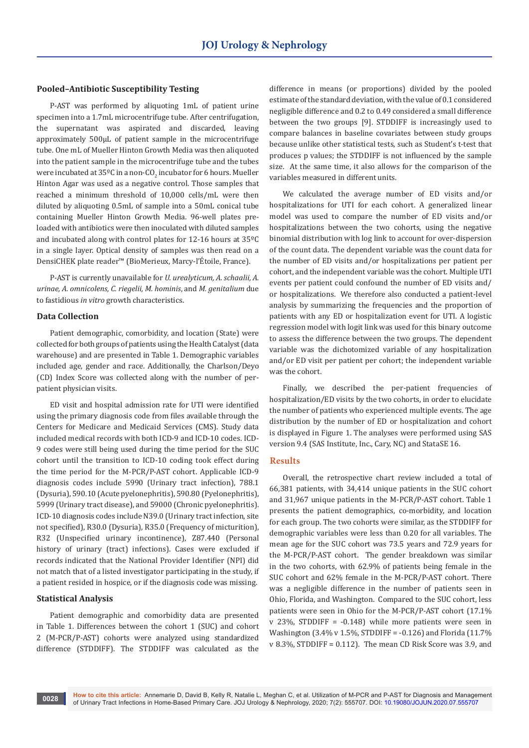### Pooled–Antibiotic Susceptibility Testing

P-AST was performed by aliquoting 1mL of patient urine specimen into a 1.7mL microcentrifuge tube. After centrifugation, the supernatant was aspirated and discarded, leaving approximately 500µL of patient sample in the microcentrifuge tube. One mL of Mueller Hinton Growth Media was then aliquoted into the patient sample in the microcentrifuge tube and the tubes were incubated at 35ºC in a non-$CO_2$ incubator for 6 hours. Mueller Hinton Agar was used as a negative control. Those samples that reached a minimum threshold of 10,000 cells/mL were then diluted by aliquoting 0.5mL of sample into a 50mL conical tube containing Mueller Hinton Growth Media. 96-well plates pre-loaded with antibiotics were then inoculated with diluted samples and incubated along with control plates for 12-16 hours at 35ºC in a single layer. Optical density of samples was then read on a DensiCHEK plate reader™ (BioMerieux, Marcy-l'Étoile, France).

P-AST is currently unavailable for *U. urealyticum, A. schaalii, A. urinae, A. omnicolens, C. riegelii, M. hominis*, and *M. genitalium* due to fastidious *in vitro* growth characteristics.

### Data Collection

Patient demographic, comorbidity, and location (State) were collected for both groups of patients using the Health Catalyst (data warehouse) and are presented in Table 1. Demographic variables included age, gender and race. Additionally, the Charlson/Deyo (CD) Index Score was collected along with the number of per-patient physician visits.

ED visit and hospital admission rate for UTI were identified using the primary diagnosis code from files available through the Centers for Medicare and Medicaid Services (CMS). Study data included medical records with both ICD-9 and ICD-10 codes. ICD-9 codes were still being used during the time period for the SUC cohort until the transition to ICD-10 coding took effect during the time period for the M-PCR/P-AST cohort. Applicable ICD-9 diagnosis codes include 5990 (Urinary tract infection), 788.1 (Dysuria), 590.10 (Acute pyelonephritis), 590.80 (Pyelonephritis), 5999 (Urinary tract disease), and 59000 (Chronic pyelonephritis). ICD-10 diagnosis codes include N39.0 (Urinary tract infection, site not specified), R30.0 (Dysuria), R35.0 (Frequency of micturition), R32 (Unspecified urinary incontinence), Z87.440 (Personal history of urinary (tract) infections). Cases were excluded if records indicated that the National Provider Identifier (NPI) did not match that of a listed investigator participating in the study, if a patient resided in hospice, or if the diagnosis code was missing.

### Statistical Analysis

Patient demographic and comorbidity data are presented in Table 1. Differences between the cohort 1 (SUC) and cohort 2 (M-PCR/P-AST) cohorts were analyzed using standardized difference (STDDIFF). The STDDIFF was calculated as the difference in means (or proportions) divided by the pooled estimate of the standard deviation, with the value of 0.1 considered negligible difference and 0.2 to 0.49 considered a small difference between the two groups [9]. STDDIFF is increasingly used to compare balances in baseline covariates between study groups because unlike other statistical tests, such as Student's t-test that produces p values; the STDDIFF is not influenced by the sample size. At the same time, it also allows for the comparison of the variables measured in different units.

We calculated the average number of ED visits and/or hospitalizations for UTI for each cohort. A generalized linear model was used to compare the number of ED visits and/or hospitalizations between the two cohorts, using the negative binomial distribution with log link to account for over-dispersion of the count data. The dependent variable was the count data for the number of ED visits and/or hospitalizations per patient per cohort, and the independent variable was the cohort. Multiple UTI events per patient could confound the number of ED visits and/or hospitalizations. We therefore also conducted a patient-level analysis by summarizing the frequencies and the proportion of patients with any ED or hospitalization event for UTI. A logistic regression model with logit link was used for this binary outcome to assess the difference between the two groups. The dependent variable was the dichotomized variable of any hospitalization and/or ED visit per patient per cohort; the independent variable was the cohort.

Finally, we described the per-patient frequencies of hospitalization/ED visits by the two cohorts, in order to elucidate the number of patients who experienced multiple events. The age distribution by the number of ED or hospitalization and cohort is displayed in Figure 1. The analyses were performed using SAS version 9.4 (SAS Institute, Inc., Cary, NC) and StataSE 16.

## Results

Overall, the retrospective chart review included a total of 66,381 patients, with 34,414 unique patients in the SUC cohort and 31,967 unique patients in the M-PCR/P-AST cohort. Table 1 presents the patient demographics, co-morbidity, and location for each group. The two cohorts were similar, as the STDDIFF for demographic variables were less than 0.20 for all variables. The mean age for the SUC cohort was 73.5 years and 72.9 years for the M-PCR/P-AST cohort. The gender breakdown was similar in the two cohorts, with 62.9% of patients being female in the SUC cohort and 62% female in the M-PCR/P-AST cohort. There was a negligible difference in the number of patients seen in Ohio, Florida, and Washington. Compared to the SUC cohort, less patients were seen in Ohio for the M-PCR/P-AST cohort (17.1% v 23%, STDDIFF = -0.148) while more patients were seen in Washington (3.4% v 1.5%, STDDIFF = -0.126) and Florida (11.7% v 8.3%, STDDIFF = 0.112). The mean CD Risk Score was 3.9, and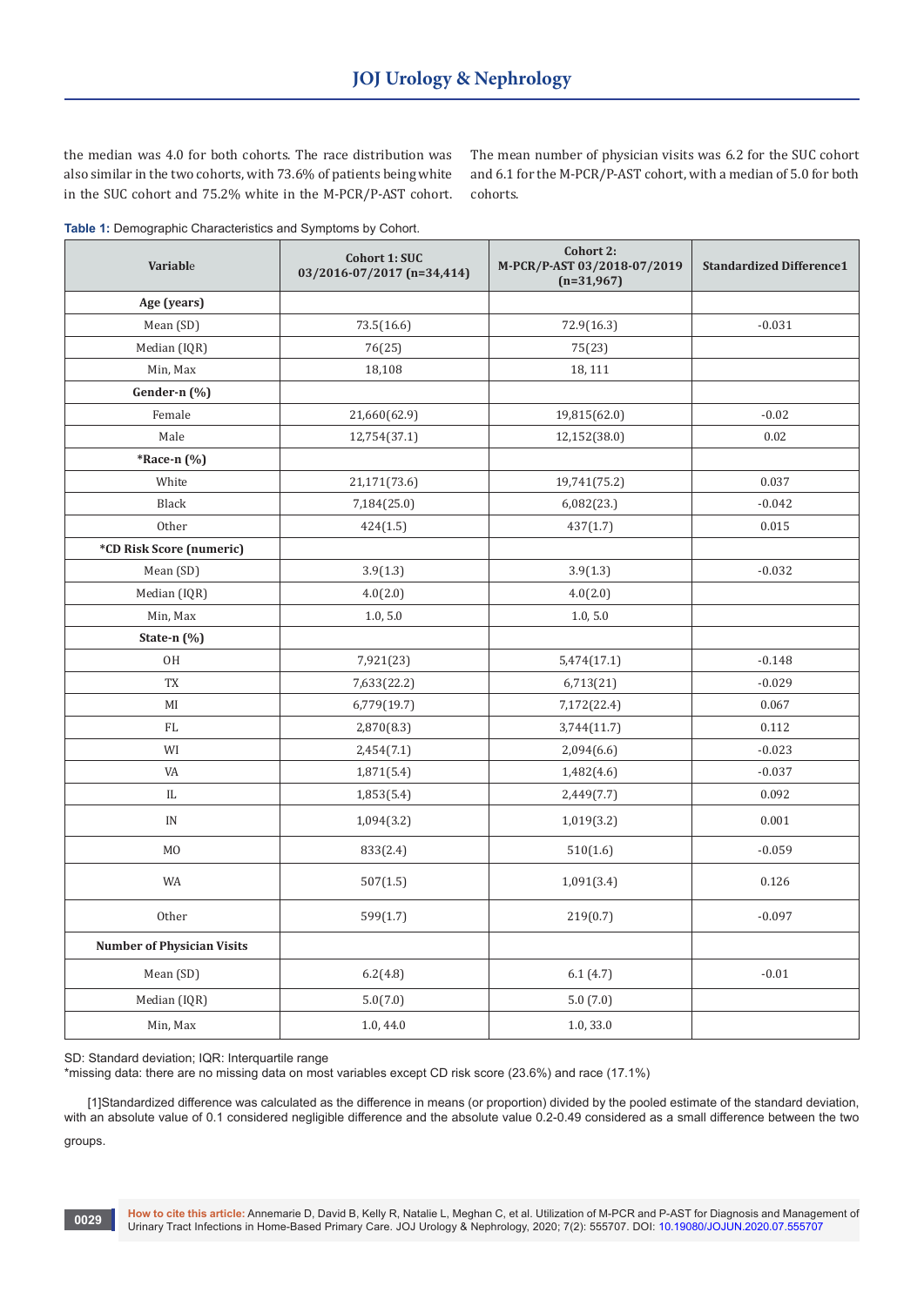the median was 4.0 for both cohorts. The race distribution was also similar in the two cohorts, with 73.6% of patients being white in the SUC cohort and 75.2% white in the M-PCR/P-AST cohort. The mean number of physician visits was 6.2 for the SUC cohort and 6.1 for the M-PCR/P-AST cohort, with a median of 5.0 for both cohorts.

**Table 1:** Demographic Characteristics and Symptoms by Cohort.

| Variable | Cohort 1: SUC 03/2016-07/2017 (n=34,414) | Cohort 2: M-PCR/P-AST 03/2018-07/2019 (n=31,967) | Standardized Difference1 |
|---|---|---|---|
| **Age (years)** | | | |
| Mean (SD) | 73.5(16.6) | 72.9(16.3) | -0.031 |
| Median (IQR) | 76(25) | 75(23) | |
| Min, Max | 18,108 | 18, 111 | |
| **Gender-n (%)** | | | |
| Female | 21,660(62.9) | 19,815(62.0) | -0.02 |
| Male | 12,754(37.1) | 12,152(38.0) | 0.02 |
| ***Race-n (%)** | | | |
| White | 21,171(73.6) | 19,741(75.2) | 0.037 |
| Black | 7,184(25.0) | 6,082(23.) | -0.042 |
| Other | 424(1.5) | 437(1.7) | 0.015 |
| ***CD Risk Score (numeric)** | | | |
| Mean (SD) | 3.9(1.3) | 3.9(1.3) | -0.032 |
| Median (IQR) | 4.0(2.0) | 4.0(2.0) | |
| Min, Max | 1.0, 5.0 | 1.0, 5.0 | |
| **State-n (%)** | | | |
| OH | 7,921(23) | 5,474(17.1) | -0.148 |
| TX | 7,633(22.2) | 6,713(21) | -0.029 |
| MI | 6,779(19.7) | 7,172(22.4) | 0.067 |
| FL | 2,870(8.3) | 3,744(11.7) | 0.112 |
| WI | 2,454(7.1) | 2,094(6.6) | -0.023 |
| VA | 1,871(5.4) | 1,482(4.6) | -0.037 |
| IL | 1,853(5.4) | 2,449(7.7) | 0.092 |
| IN | 1,094(3.2) | 1,019(3.2) | 0.001 |
| MO | 833(2.4) | 510(1.6) | -0.059 |
| WA | 507(1.5) | 1,091(3.4) | 0.126 |
| Other | 599(1.7) | 219(0.7) | -0.097 |
| **Number of Physician Visits** | | | |
| Mean (SD) | 6.2(4.8) | 6.1 (4.7) | -0.01 |
| Median (IQR) | 5.0(7.0) | 5.0 (7.0) | |
| Min, Max | 1.0, 44.0 | 1.0, 33.0 | |

SD: Standard deviation; IQR: Interquartile range

*missing data: there are no missing data on most variables except CD risk score (23.6%) and race (17.1%)

[1]Standardized difference was calculated as the difference in means (or proportion) divided by the pooled estimate of the standard deviation, with an absolute value of 0.1 considered negligible difference and the absolute value 0.2-0.49 considered as a small difference between the two groups.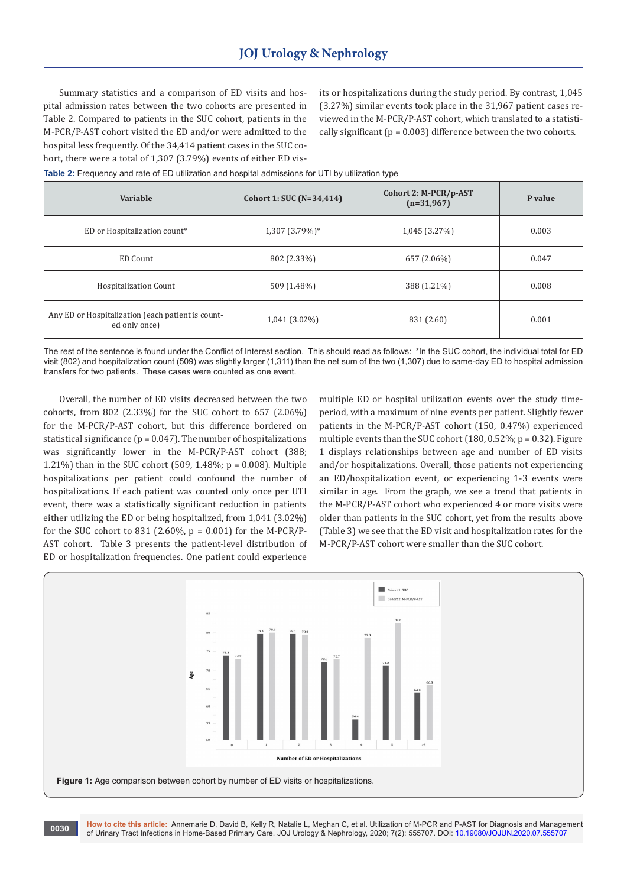Summary statistics and a comparison of ED visits and hospital admission rates between the two cohorts are presented in Table 2. Compared to patients in the SUC cohort, patients in the M-PCR/P-AST cohort visited the ED and/or were admitted to the hospital less frequently. Of the 34,414 patient cases in the SUC cohort, there were a total of 1,307 (3.79%) events of either ED visits or hospitalizations during the study period. By contrast, 1,045 (3.27%) similar events took place in the 31,967 patient cases reviewed in the M-PCR/P-AST cohort, which translated to a statistically significant (p = 0.003) difference between the two cohorts.

**Table 2:** Frequency and rate of ED utilization and hospital admissions for UTI by utilization type

| Variable | Cohort 1: SUC (N=34,414) | Cohort 2: M-PCR/p-AST (n=31,967) | P value |
|---|---|---|---|
| ED or Hospitalization count* | 1,307 (3.79%)* | 1,045 (3.27%) | 0.003 |
| ED Count | 802 (2.33%) | 657 (2.06%) | 0.047 |
| Hospitalization Count | 509 (1.48%) | 388 (1.21%) | 0.008 |
| Any ED or Hospitalization (each patient is counted only once) | 1,041 (3.02%) | 831 (2.60) | 0.001 |

The rest of the sentence is found under the Conflict of Interest section. This should read as follows: *In the SUC cohort, the individual total for ED visit (802) and hospitalization count (509) was slightly larger (1,311) than the net sum of the two (1,307) due to same-day ED to hospital admission transfers for two patients. These cases were counted as one event.

Overall, the number of ED visits decreased between the two cohorts, from 802 (2.33%) for the SUC cohort to 657 (2.06%) for the M-PCR/P-AST cohort, but this difference bordered on statistical significance (p = 0.047). The number of hospitalizations was significantly lower in the M-PCR/P-AST cohort (388; 1.21%) than in the SUC cohort (509, 1.48%; p = 0.008). Multiple hospitalizations per patient could confound the number of hospitalizations. If each patient was counted only once per UTI event, there was a statistically significant reduction in patients either utilizing the ED or being hospitalized, from 1,041 (3.02%) for the SUC cohort to 831 (2.60%, p = 0.001) for the M-PCR/P-AST cohort. Table 3 presents the patient-level distribution of ED or hospitalization frequencies. One patient could experience multiple ED or hospital utilization events over the study time-period, with a maximum of nine events per patient. Slightly fewer patients in the M-PCR/P-AST cohort (150, 0.47%) experienced multiple events than the SUC cohort (180, 0.52%; p = 0.32). Figure 1 displays relationships between age and number of ED visits and/or hospitalizations. Overall, those patients not experiencing an ED/hospitalization event, or experiencing 1-3 events were similar in age. From the graph, we see a trend that patients in the M-PCR/P-AST cohort who experienced 4 or more visits were older than patients in the SUC cohort, yet from the results above (Table 3) we see that the ED visit and hospitalization rates for the M-PCR/P-AST cohort were smaller than the SUC cohort.

**Figure 1:** Age comparison between cohort by number of ED visits or hospitalizations.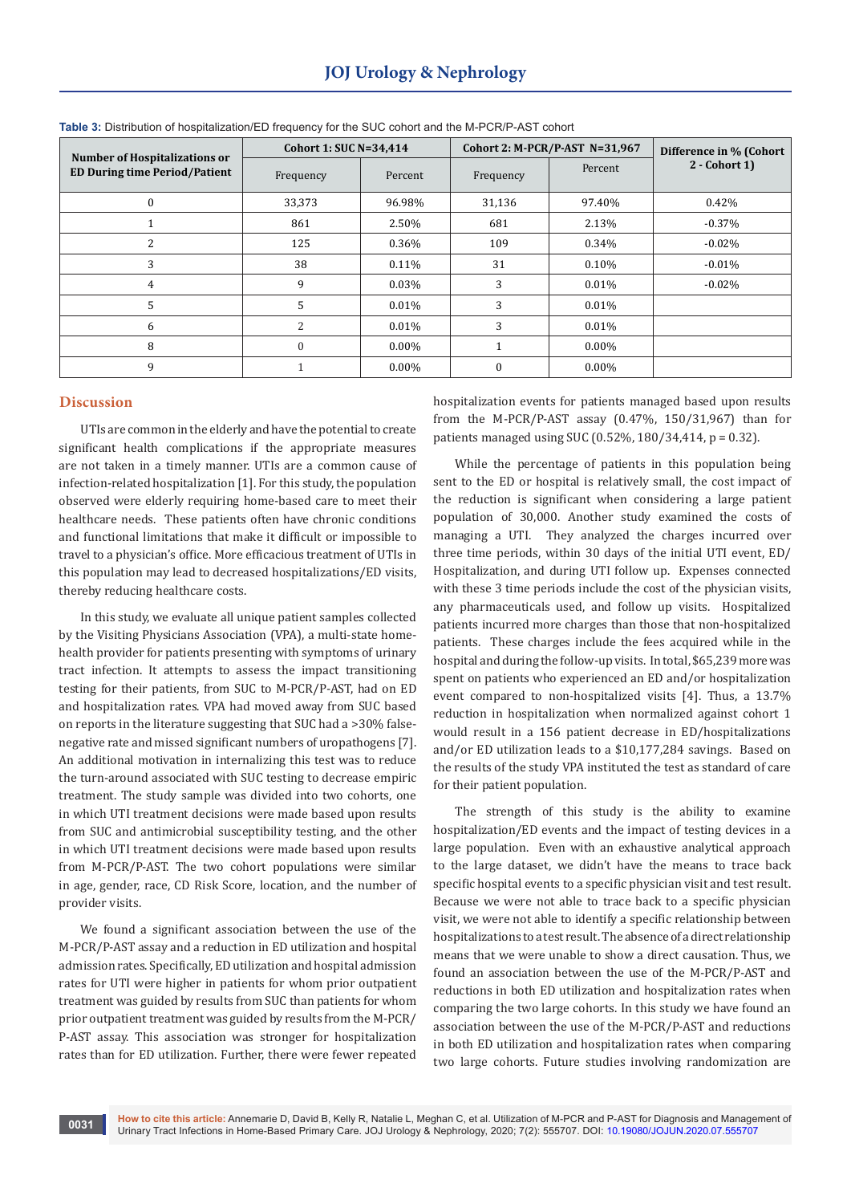**Table 3:** Distribution of hospitalization/ED frequency for the SUC cohort and the M-PCR/P-AST cohort

| Number of Hospitalizations or ED During time Period/Patient | Cohort 1: SUC N=34,414 | | Cohort 2: M-PCR/P-AST N=31,967 | | Difference in % (Cohort 2 - Cohort 1) |
|---|---|---|---|---|---|
| | Frequency | Percent | Frequency | Percent | |
| 0 | 33,373 | 96.98% | 31,136 | 97.40% | 0.42% |
| 1 | 861 | 2.50% | 681 | 2.13% | -0.37% |
| 2 | 125 | 0.36% | 109 | 0.34% | -0.02% |
| 3 | 38 | 0.11% | 31 | 0.10% | -0.01% |
| 4 | 9 | 0.03% | 3 | 0.01% | -0.02% |
| 5 | 5 | 0.01% | 3 | 0.01% | |
| 6 | 2 | 0.01% | 3 | 0.01% | |
| 8 | 0 | 0.00% | 1 | 0.00% | |
| 9 | 1 | 0.00% | 0 | 0.00% | |

## Discussion

UTIs are common in the elderly and have the potential to create significant health complications if the appropriate measures are not taken in a timely manner. UTIs are a common cause of infection-related hospitalization [1]. For this study, the population observed were elderly requiring home-based care to meet their healthcare needs. These patients often have chronic conditions and functional limitations that make it difficult or impossible to travel to a physician's office. More efficacious treatment of UTIs in this population may lead to decreased hospitalizations/ED visits, thereby reducing healthcare costs.

In this study, we evaluate all unique patient samples collected by the Visiting Physicians Association (VPA), a multi-state home-health provider for patients presenting with symptoms of urinary tract infection. It attempts to assess the impact transitioning testing for their patients, from SUC to M-PCR/P-AST, had on ED and hospitalization rates. VPA had moved away from SUC based on reports in the literature suggesting that SUC had a >30% false-negative rate and missed significant numbers of uropathogens [7]. An additional motivation in internalizing this test was to reduce the turn-around associated with SUC testing to decrease empiric treatment. The study sample was divided into two cohorts, one in which UTI treatment decisions were made based upon results from SUC and antimicrobial susceptibility testing, and the other in which UTI treatment decisions were made based upon results from M-PCR/P-AST. The two cohort populations were similar in age, gender, race, CD Risk Score, location, and the number of provider visits.

We found a significant association between the use of the M-PCR/P-AST assay and a reduction in ED utilization and hospital admission rates. Specifically, ED utilization and hospital admission rates for UTI were higher in patients for whom prior outpatient treatment was guided by results from SUC than patients for whom prior outpatient treatment was guided by results from the M-PCR/P-AST assay. This association was stronger for hospitalization rates than for ED utilization. Further, there were fewer repeated hospitalization events for patients managed based upon results from the M-PCR/P-AST assay (0.47%, 150/31,967) than for patients managed using SUC (0.52%, 180/34,414, p = 0.32).

While the percentage of patients in this population being sent to the ED or hospital is relatively small, the cost impact of the reduction is significant when considering a large patient population of 30,000. Another study examined the costs of managing a UTI. They analyzed the charges incurred over three time periods, within 30 days of the initial UTI event, ED/Hospitalization, and during UTI follow up. Expenses connected with these 3 time periods include the cost of the physician visits, any pharmaceuticals used, and follow up visits. Hospitalized patients incurred more charges than those that non-hospitalized patients. These charges include the fees acquired while in the hospital and during the follow-up visits. In total, $65,239 more was spent on patients who experienced an ED and/or hospitalization event compared to non-hospitalized visits [4]. Thus, a 13.7% reduction in hospitalization when normalized against cohort 1 would result in a 156 patient decrease in ED/hospitalizations and/or ED utilization leads to a $10,177,284 savings. Based on the results of the study VPA instituted the test as standard of care for their patient population.

The strength of this study is the ability to examine hospitalization/ED events and the impact of testing devices in a large population. Even with an exhaustive analytical approach to the large dataset, we didn't have the means to trace back specific hospital events to a specific physician visit and test result. Because we were not able to trace back to a specific physician visit, we were not able to identify a specific relationship between hospitalizations to a test result. The absence of a direct relationship means that we were unable to show a direct causation. Thus, we found an association between the use of the M-PCR/P-AST and reductions in both ED utilization and hospitalization rates when comparing the two large cohorts. In this study we have found an association between the use of the M-PCR/P-AST and reductions in both ED utilization and hospitalization rates when comparing two large cohorts. Future studies involving randomization are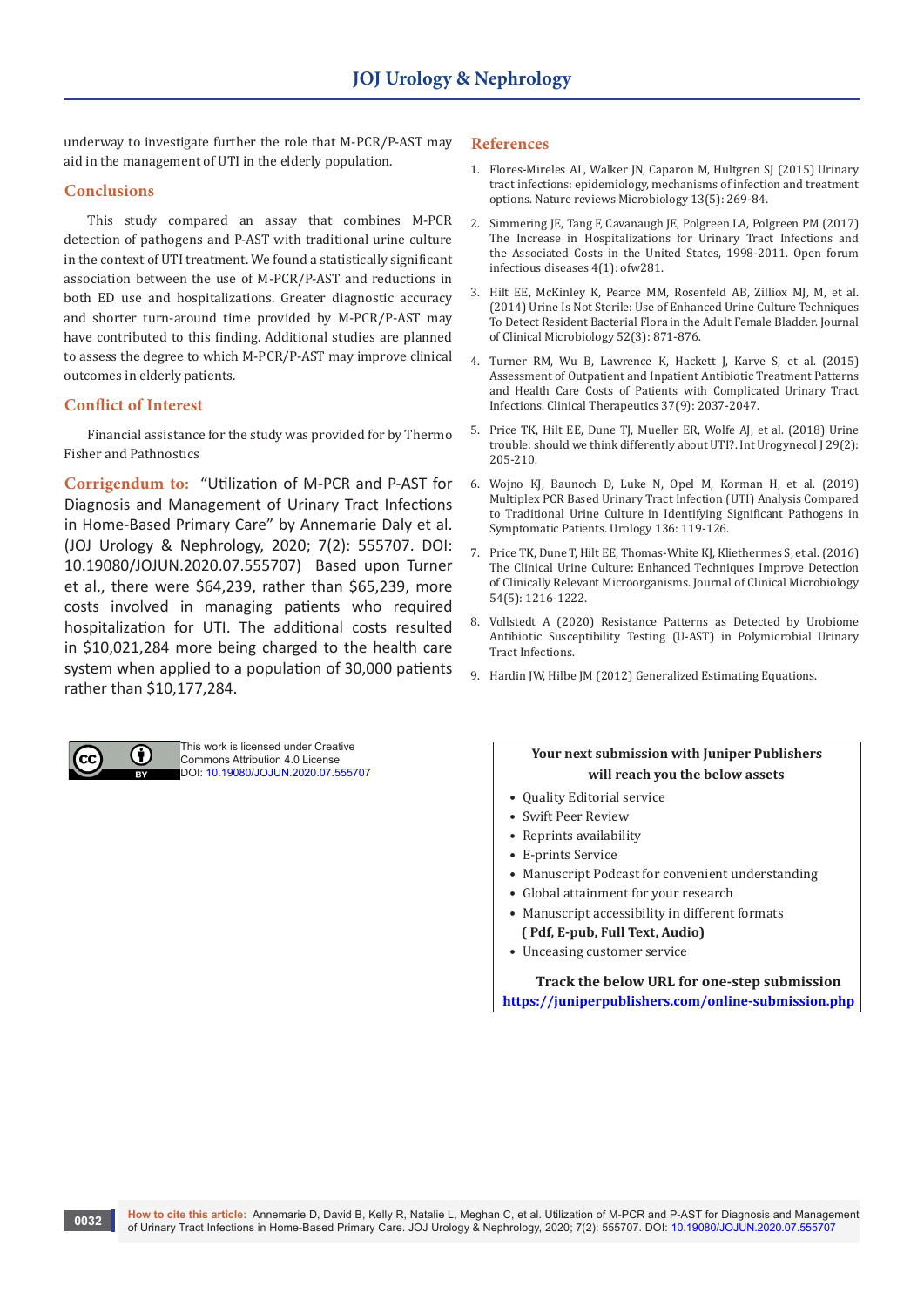underway to investigate further the role that M-PCR/P-AST may aid in the management of UTI in the elderly population.

## Conclusions

This study compared an assay that combines M-PCR detection of pathogens and P-AST with traditional urine culture in the context of UTI treatment. We found a statistically significant association between the use of M-PCR/P-AST and reductions in both ED use and hospitalizations. Greater diagnostic accuracy and shorter turn-around time provided by M-PCR/P-AST may have contributed to this finding. Additional studies are planned to assess the degree to which M-PCR/P-AST may improve clinical outcomes in elderly patients.

## Conflict of Interest

Financial assistance for the study was provided for by Thermo Fisher and Pathnostics

**Corrigendum to:** "Utilization of M-PCR and P-AST for Diagnosis and Management of Urinary Tract Infections in Home-Based Primary Care" by Annemarie Daly et al. (JOJ Urology & Nephrology, 2020; 7(2): 555707. DOI: 10.19080/JOJUN.2020.07.555707) Based upon Turner et al., there were $64,239, rather than $65,239, more costs involved in managing patients who required hospitalization for UTI. The additional costs resulted in $10,021,284 more being charged to the health care system when applied to a population of 30,000 patients rather than $10,177,284.

## References

1. Flores-Mireles AL, Walker JN, Caparon M, Hultgren SJ (2015) Urinary tract infections: epidemiology, mechanisms of infection and treatment options. Nature reviews Microbiology 13(5): 269-84.
2. Simmering JE, Tang F, Cavanaugh JE, Polgreen LA, Polgreen PM (2017) The Increase in Hospitalizations for Urinary Tract Infections and the Associated Costs in the United States, 1998-2011. Open forum infectious diseases 4(1): ofw281.
3. Hilt EE, McKinley K, Pearce MM, Rosenfeld AB, Zilliox MJ, M, et al. (2014) Urine Is Not Sterile: Use of Enhanced Urine Culture Techniques To Detect Resident Bacterial Flora in the Adult Female Bladder. Journal of Clinical Microbiology 52(3): 871-876.
4. Turner RM, Wu B, Lawrence K, Hackett J, Karve S, et al. (2015) Assessment of Outpatient and Inpatient Antibiotic Treatment Patterns and Health Care Costs of Patients with Complicated Urinary Tract Infections. Clinical Therapeutics 37(9): 2037-2047.
5. Price TK, Hilt EE, Dune TJ, Mueller ER, Wolfe AJ, et al. (2018) Urine trouble: should we think differently about UTI?. Int Urogynecol J 29(2): 205-210.
6. Wojno KJ, Baunoch D, Luke N, Opel M, Korman H, et al. (2019) Multiplex PCR Based Urinary Tract Infection (UTI) Analysis Compared to Traditional Urine Culture in Identifying Significant Pathogens in Symptomatic Patients. Urology 136: 119-126.
7. Price TK, Dune T, Hilt EE, Thomas-White KJ, Kliethermes S, et al. (2016) The Clinical Urine Culture: Enhanced Techniques Improve Detection of Clinically Relevant Microorganisms. Journal of Clinical Microbiology 54(5): 1216-1222.
8. Vollstedt A (2020) Resistance Patterns as Detected by Urobiome Antibiotic Susceptibility Testing (U-AST) in Polymicrobial Urinary Tract Infections.
9. Hardin JW, Hilbe JM (2012) Generalized Estimating Equations.

This work is licensed under Creative Commons Attribution 4.0 License
DOI: 10.19080/JOJUN.2020.07.555707

**Your next submission with Juniper Publishers will reach you the below assets**

- Quality Editorial service
- Swift Peer Review
- Reprints availability
- E-prints Service
- Manuscript Podcast for convenient understanding
- Global attainment for your research
- Manuscript accessibility in different formats **( Pdf, E-pub, Full Text, Audio)**
- Unceasing customer service

**Track the below URL for one-step submission**
**https://juniperpublishers.com/online-submission.php**

**How to cite this article:** Annemarie D, David B, Kelly R, Natalie L, Meghan C, et al. Utilization of M-PCR and P-AST for Diagnosis and Management of Urinary Tract Infections in Home-Based Primary Care. JOJ Urology & Nephrology, 2020; 7(2): 555707. DOI: 10.19080/JOJUN.2020.07.555707